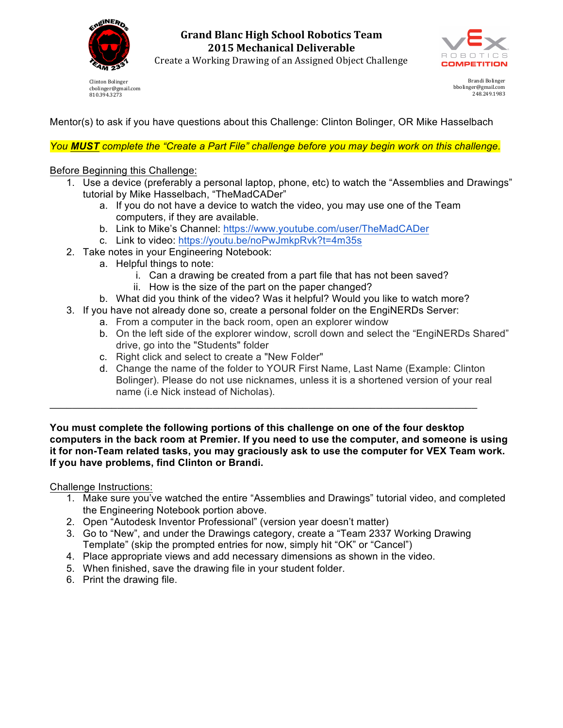# Grand Blanc High School Robotics Team

## 2015 Mechanical Deliverable

Create a Working Drawing of an Assigned Object Challenge

Clinton Bolinger
cbolinger@gmail.com
810.394.3273

Brandi Bolinger
bbolinger@gmail.com
248.249.1983

Mentor(s) to ask if you have questions about this Challenge: Clinton Bolinger, OR Mike Hasselbach

*You **MUST** complete the "Create a Part File" challenge before you may begin work on this challenge.*

Before Beginning this Challenge:

1. Use a device (preferably a personal laptop, phone, etc) to watch the "Assemblies and Drawings" tutorial by Mike Hasselbach, "TheMadCADer"
   a. If you do not have a device to watch the video, you may use one of the Team computers, if they are available.
   b. Link to Mike's Channel: https://www.youtube.com/user/TheMadCADer
   c. Link to video: https://youtu.be/noPwJmkpRvk?t=4m35s
2. Take notes in your Engineering Notebook:
   a. Helpful things to note:
      i. Can a drawing be created from a part file that has not been saved?
      ii. How is the size of the part on the paper changed?
   b. What did you think of the video? Was it helpful? Would you like to watch more?
3. If you have not already done so, create a personal folder on the EngiNERDs Server:
   a. From a computer in the back room, open an explorer window
   b. On the left side of the explorer window, scroll down and select the "EngiNERDs Shared" drive, go into the "Students" folder
   c. Right click and select to create a "New Folder"
   d. Change the name of the folder to YOUR First Name, Last Name (Example: Clinton Bolinger). Please do not use nicknames, unless it is a shortened version of your real name (i.e Nick instead of Nicholas).

---

**You must complete the following portions of this challenge on one of the four desktop computers in the back room at Premier. If you need to use the computer, and someone is using it for non-Team related tasks, you may graciously ask to use the computer for VEX Team work. If you have problems, find Clinton or Brandi.**

Challenge Instructions:

1. Make sure you've watched the entire "Assemblies and Drawings" tutorial video, and completed the Engineering Notebook portion above.
2. Open "Autodesk Inventor Professional" (version year doesn't matter)
3. Go to "New", and under the Drawings category, create a "Team 2337 Working Drawing Template" (skip the prompted entries for now, simply hit "OK" or "Cancel")
4. Place appropriate views and add necessary dimensions as shown in the video.
5. When finished, save the drawing file in your student folder.
6. Print the drawing file.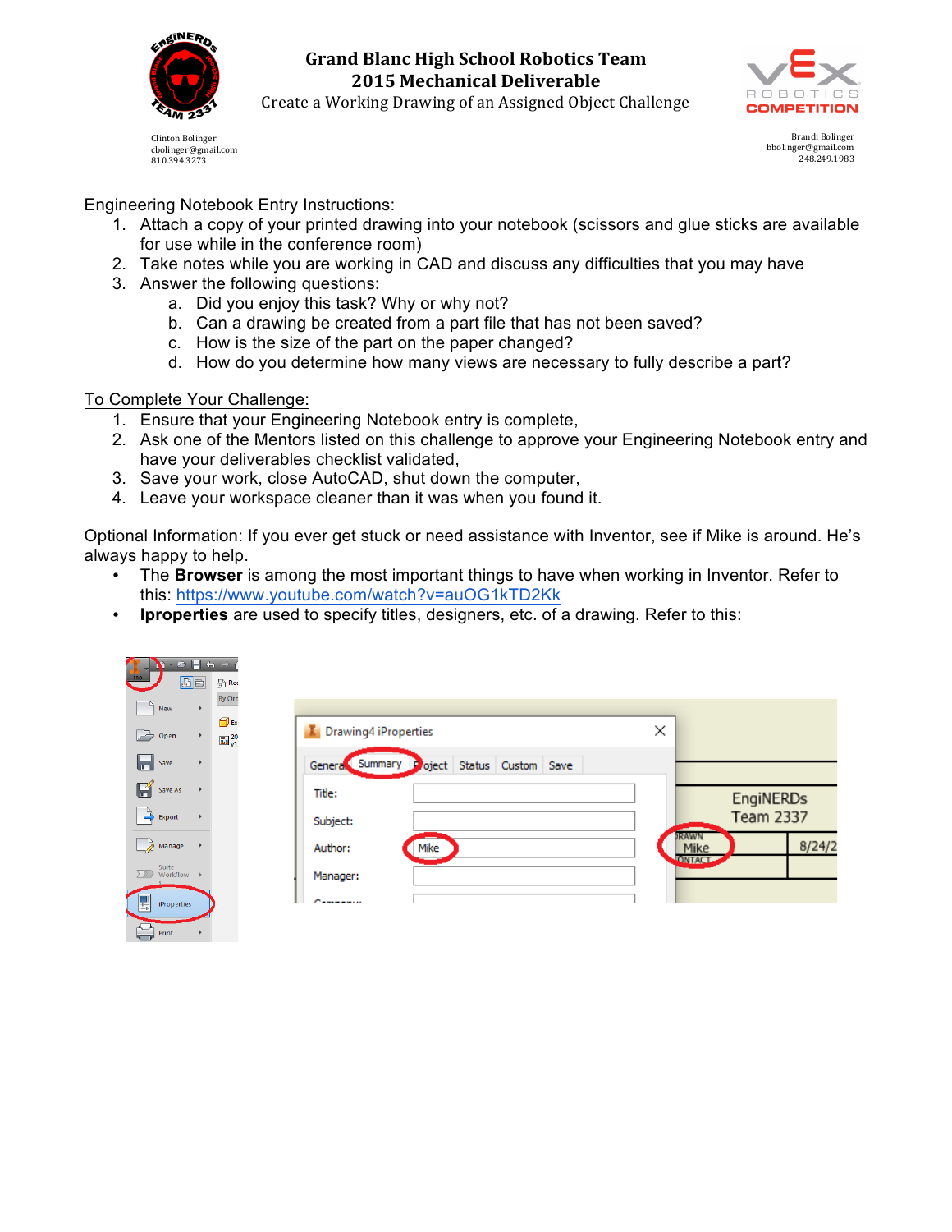# Grand Blanc High School Robotics Team
## 2015 Mechanical Deliverable
Create a Working Drawing of an Assigned Object Challenge

Clinton Bolinger
cbolinger@gmail.com
810.394.3273

Brandi Bolinger
bbolinger@gmail.com
248.249.1983

Engineering Notebook Entry Instructions:

1. Attach a copy of your printed drawing into your notebook (scissors and glue sticks are available for use while in the conference room)
2. Take notes while you are working in CAD and discuss any difficulties that you may have
3. Answer the following questions:
    a. Did you enjoy this task? Why or why not?
    b. Can a drawing be created from a part file that has not been saved?
    c. How is the size of the part on the paper changed?
    d. How do you determine how many views are necessary to fully describe a part?

To Complete Your Challenge:

1. Ensure that your Engineering Notebook entry is complete,
2. Ask one of the Mentors listed on this challenge to approve your Engineering Notebook entry and have your deliverables checklist validated,
3. Save your work, close AutoCAD, shut down the computer,
4. Leave your workspace cleaner than it was when you found it.

Optional Information: If you ever get stuck or need assistance with Inventor, see if Mike is around. He's always happy to help.

- The **Browser** is among the most important things to have when working in Inventor. Refer to this: https://www.youtube.com/watch?v=auOG1kTD2Kk
- **Iproperties** are used to specify titles, designers, etc. of a drawing. Refer to this: